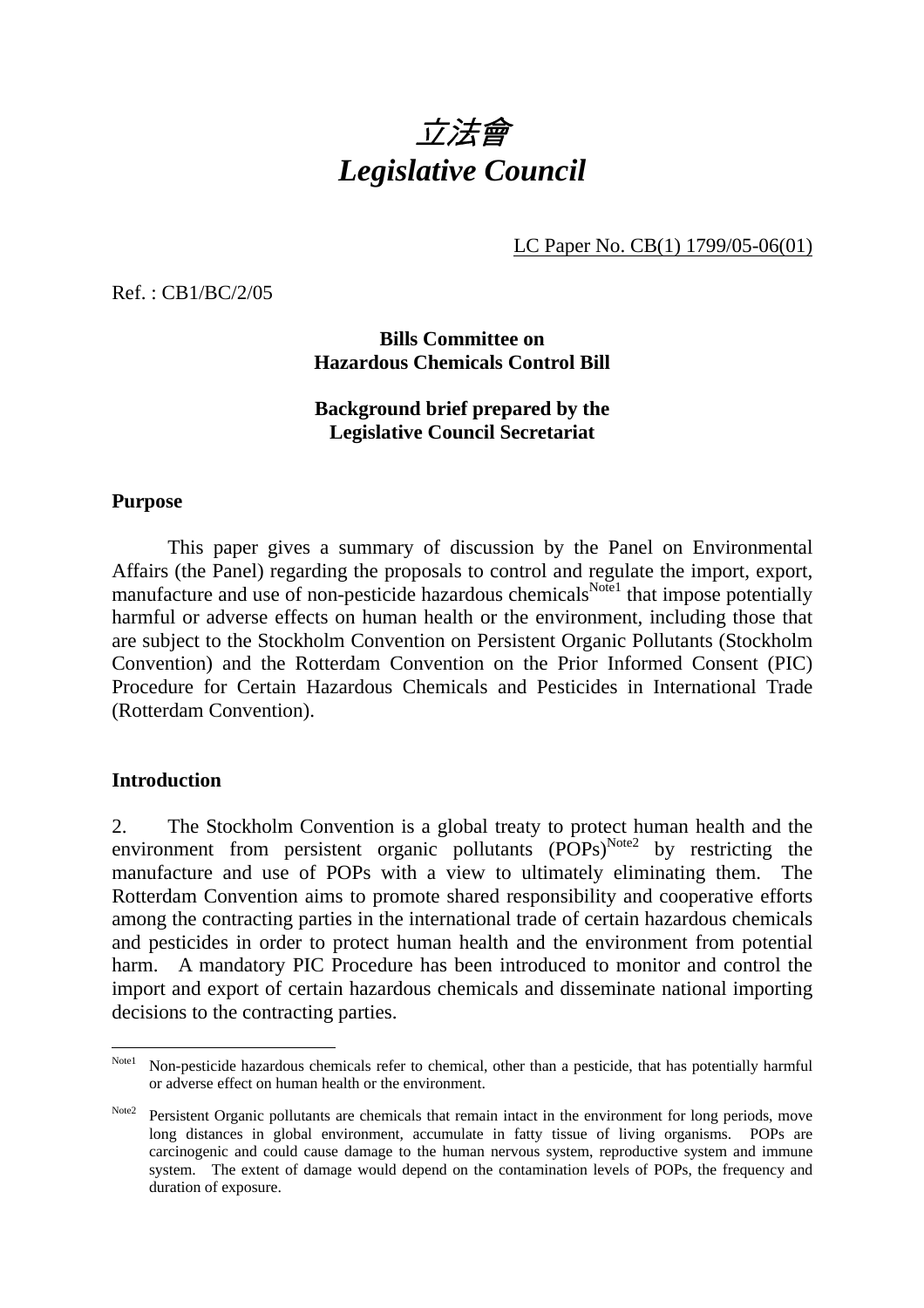# *立法會*
# *Legislative Council*

LC Paper No. CB(1) 1799/05-06(01)

Ref. : CB1/BC/2/05

**Bills Committee on**
**Hazardous Chemicals Control Bill**

**Background brief prepared by the**
**Legislative Council Secretariat**

## Purpose

This paper gives a summary of discussion by the Panel on Environmental Affairs (the Panel) regarding the proposals to control and regulate the import, export, manufacture and use of non-pesticide hazardous chemicals[Note1] that impose potentially harmful or adverse effects on human health or the environment, including those that are subject to the Stockholm Convention on Persistent Organic Pollutants (Stockholm Convention) and the Rotterdam Convention on the Prior Informed Consent (PIC) Procedure for Certain Hazardous Chemicals and Pesticides in International Trade (Rotterdam Convention).

## Introduction

2. The Stockholm Convention is a global treaty to protect human health and the environment from persistent organic pollutants (POPs)[Note2] by restricting the manufacture and use of POPs with a view to ultimately eliminating them. The Rotterdam Convention aims to promote shared responsibility and cooperative efforts among the contracting parties in the international trade of certain hazardous chemicals and pesticides in order to protect human health and the environment from potential harm. A mandatory PIC Procedure has been introduced to monitor and control the import and export of certain hazardous chemicals and disseminate national importing decisions to the contracting parties.

---

[Note1] Non-pesticide hazardous chemicals refer to chemical, other than a pesticide, that has potentially harmful or adverse effect on human health or the environment.

[Note2] Persistent Organic pollutants are chemicals that remain intact in the environment for long periods, move long distances in global environment, accumulate in fatty tissue of living organisms. POPs are carcinogenic and could cause damage to the human nervous system, reproductive system and immune system. The extent of damage would depend on the contamination levels of POPs, the frequency and duration of exposure.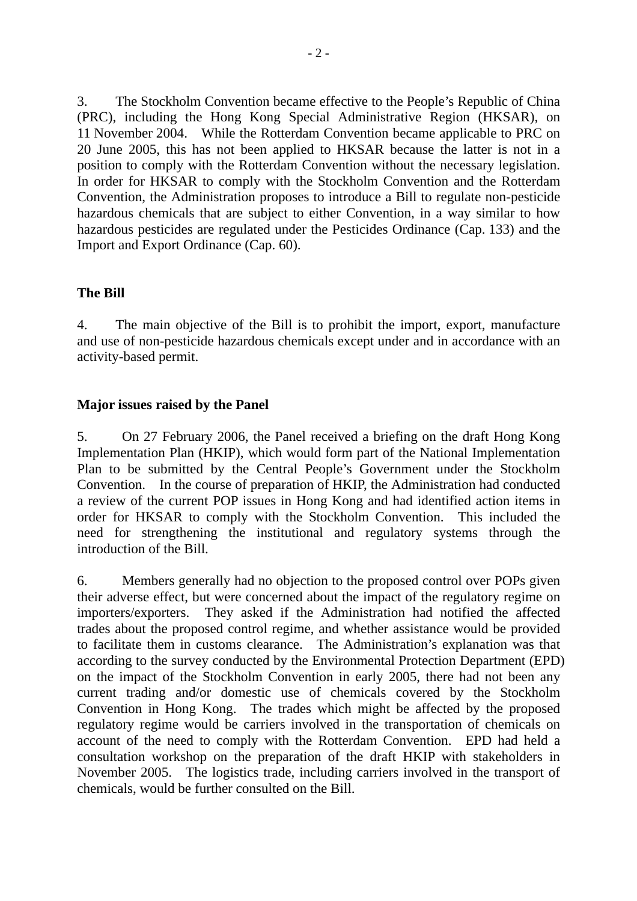3. The Stockholm Convention became effective to the People's Republic of China (PRC), including the Hong Kong Special Administrative Region (HKSAR), on 11 November 2004. While the Rotterdam Convention became applicable to PRC on 20 June 2005, this has not been applied to HKSAR because the latter is not in a position to comply with the Rotterdam Convention without the necessary legislation. In order for HKSAR to comply with the Stockholm Convention and the Rotterdam Convention, the Administration proposes to introduce a Bill to regulate non-pesticide hazardous chemicals that are subject to either Convention, in a way similar to how hazardous pesticides are regulated under the Pesticides Ordinance (Cap. 133) and the Import and Export Ordinance (Cap. 60).

## The Bill

4. The main objective of the Bill is to prohibit the import, export, manufacture and use of non-pesticide hazardous chemicals except under and in accordance with an activity-based permit.

## Major issues raised by the Panel

5. On 27 February 2006, the Panel received a briefing on the draft Hong Kong Implementation Plan (HKIP), which would form part of the National Implementation Plan to be submitted by the Central People's Government under the Stockholm Convention. In the course of preparation of HKIP, the Administration had conducted a review of the current POP issues in Hong Kong and had identified action items in order for HKSAR to comply with the Stockholm Convention. This included the need for strengthening the institutional and regulatory systems through the introduction of the Bill.

6. Members generally had no objection to the proposed control over POPs given their adverse effect, but were concerned about the impact of the regulatory regime on importers/exporters. They asked if the Administration had notified the affected trades about the proposed control regime, and whether assistance would be provided to facilitate them in customs clearance. The Administration's explanation was that according to the survey conducted by the Environmental Protection Department (EPD) on the impact of the Stockholm Convention in early 2005, there had not been any current trading and/or domestic use of chemicals covered by the Stockholm Convention in Hong Kong. The trades which might be affected by the proposed regulatory regime would be carriers involved in the transportation of chemicals on account of the need to comply with the Rotterdam Convention. EPD had held a consultation workshop on the preparation of the draft HKIP with stakeholders in November 2005. The logistics trade, including carriers involved in the transport of chemicals, would be further consulted on the Bill.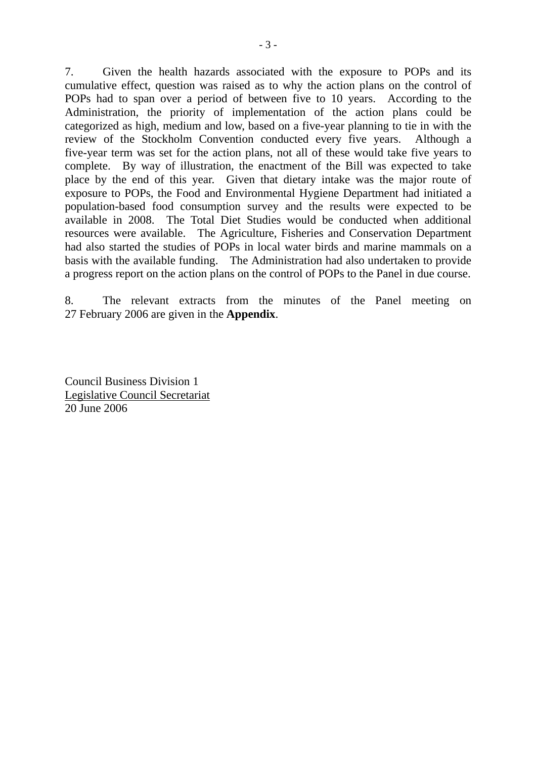7. Given the health hazards associated with the exposure to POPs and its cumulative effect, question was raised as to why the action plans on the control of POPs had to span over a period of between five to 10 years. According to the Administration, the priority of implementation of the action plans could be categorized as high, medium and low, based on a five-year planning to tie in with the review of the Stockholm Convention conducted every five years. Although a five-year term was set for the action plans, not all of these would take five years to complete. By way of illustration, the enactment of the Bill was expected to take place by the end of this year. Given that dietary intake was the major route of exposure to POPs, the Food and Environmental Hygiene Department had initiated a population-based food consumption survey and the results were expected to be available in 2008. The Total Diet Studies would be conducted when additional resources were available. The Agriculture, Fisheries and Conservation Department had also started the studies of POPs in local water birds and marine mammals on a basis with the available funding. The Administration had also undertaken to provide a progress report on the action plans on the control of POPs to the Panel in due course.

8. The relevant extracts from the minutes of the Panel meeting on 27 February 2006 are given in the **Appendix**.

Council Business Division 1
Legislative Council Secretariat
20 June 2006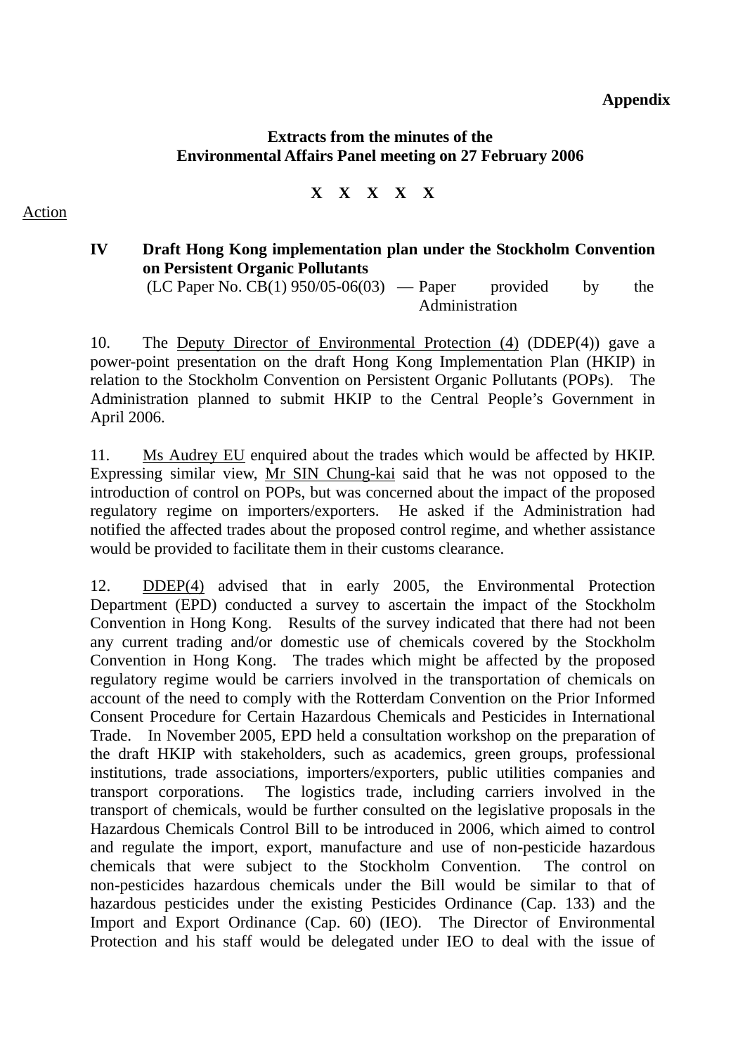**Appendix**

**Extracts from the minutes of the Environmental Affairs Panel meeting on 27 February 2006**

**X X X X X**

Action

**IV Draft Hong Kong implementation plan under the Stockholm Convention on Persistent Organic Pollutants**

(LC Paper No. CB(1) 950/05-06(03) — Paper provided by the Administration

10. The Deputy Director of Environmental Protection (4) (DDEP(4)) gave a power-point presentation on the draft Hong Kong Implementation Plan (HKIP) in relation to the Stockholm Convention on Persistent Organic Pollutants (POPs). The Administration planned to submit HKIP to the Central People's Government in April 2006.

11. Ms Audrey EU enquired about the trades which would be affected by HKIP. Expressing similar view, Mr SIN Chung-kai said that he was not opposed to the introduction of control on POPs, but was concerned about the impact of the proposed regulatory regime on importers/exporters. He asked if the Administration had notified the affected trades about the proposed control regime, and whether assistance would be provided to facilitate them in their customs clearance.

12. DDEP(4) advised that in early 2005, the Environmental Protection Department (EPD) conducted a survey to ascertain the impact of the Stockholm Convention in Hong Kong. Results of the survey indicated that there had not been any current trading and/or domestic use of chemicals covered by the Stockholm Convention in Hong Kong. The trades which might be affected by the proposed regulatory regime would be carriers involved in the transportation of chemicals on account of the need to comply with the Rotterdam Convention on the Prior Informed Consent Procedure for Certain Hazardous Chemicals and Pesticides in International Trade. In November 2005, EPD held a consultation workshop on the preparation of the draft HKIP with stakeholders, such as academics, green groups, professional institutions, trade associations, importers/exporters, public utilities companies and transport corporations. The logistics trade, including carriers involved in the transport of chemicals, would be further consulted on the legislative proposals in the Hazardous Chemicals Control Bill to be introduced in 2006, which aimed to control and regulate the import, export, manufacture and use of non-pesticide hazardous chemicals that were subject to the Stockholm Convention. The control on non-pesticides hazardous chemicals under the Bill would be similar to that of hazardous pesticides under the existing Pesticides Ordinance (Cap. 133) and the Import and Export Ordinance (Cap. 60) (IEO). The Director of Environmental Protection and his staff would be delegated under IEO to deal with the issue of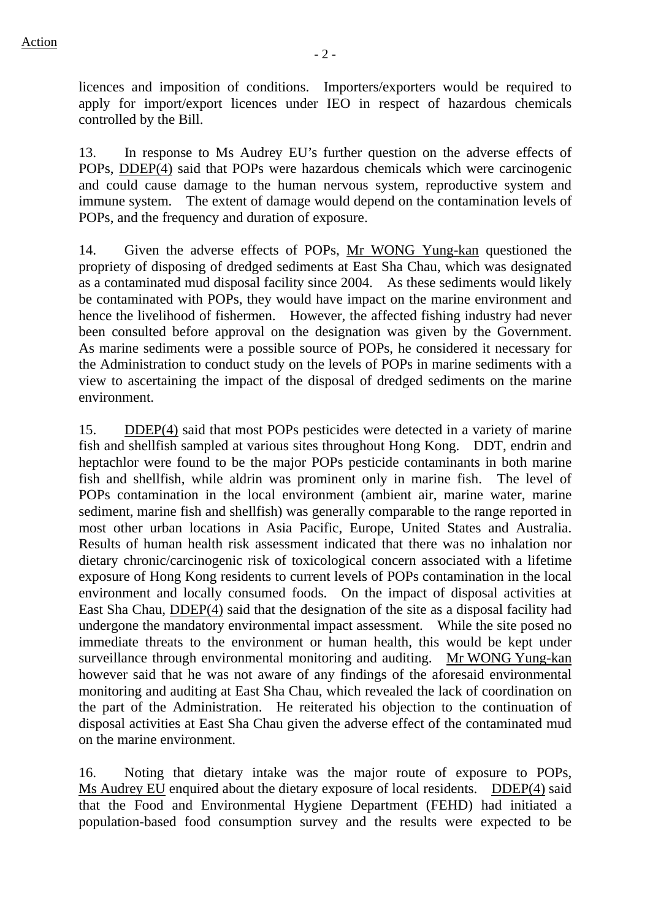licences and imposition of conditions. Importers/exporters would be required to apply for import/export licences under IEO in respect of hazardous chemicals controlled by the Bill.

13. In response to Ms Audrey EU's further question on the adverse effects of POPs, DDEP(4) said that POPs were hazardous chemicals which were carcinogenic and could cause damage to the human nervous system, reproductive system and immune system. The extent of damage would depend on the contamination levels of POPs, and the frequency and duration of exposure.

14. Given the adverse effects of POPs, Mr WONG Yung-kan questioned the propriety of disposing of dredged sediments at East Sha Chau, which was designated as a contaminated mud disposal facility since 2004. As these sediments would likely be contaminated with POPs, they would have impact on the marine environment and hence the livelihood of fishermen. However, the affected fishing industry had never been consulted before approval on the designation was given by the Government. As marine sediments were a possible source of POPs, he considered it necessary for the Administration to conduct study on the levels of POPs in marine sediments with a view to ascertaining the impact of the disposal of dredged sediments on the marine environment.

15. DDEP(4) said that most POPs pesticides were detected in a variety of marine fish and shellfish sampled at various sites throughout Hong Kong. DDT, endrin and heptachlor were found to be the major POPs pesticide contaminants in both marine fish and shellfish, while aldrin was prominent only in marine fish. The level of POPs contamination in the local environment (ambient air, marine water, marine sediment, marine fish and shellfish) was generally comparable to the range reported in most other urban locations in Asia Pacific, Europe, United States and Australia. Results of human health risk assessment indicated that there was no inhalation nor dietary chronic/carcinogenic risk of toxicological concern associated with a lifetime exposure of Hong Kong residents to current levels of POPs contamination in the local environment and locally consumed foods. On the impact of disposal activities at East Sha Chau, DDEP(4) said that the designation of the site as a disposal facility had undergone the mandatory environmental impact assessment. While the site posed no immediate threats to the environment or human health, this would be kept under surveillance through environmental monitoring and auditing. Mr WONG Yung-kan however said that he was not aware of any findings of the aforesaid environmental monitoring and auditing at East Sha Chau, which revealed the lack of coordination on the part of the Administration. He reiterated his objection to the continuation of disposal activities at East Sha Chau given the adverse effect of the contaminated mud on the marine environment.

16. Noting that dietary intake was the major route of exposure to POPs, Ms Audrey EU enquired about the dietary exposure of local residents. DDEP(4) said that the Food and Environmental Hygiene Department (FEHD) had initiated a population-based food consumption survey and the results were expected to be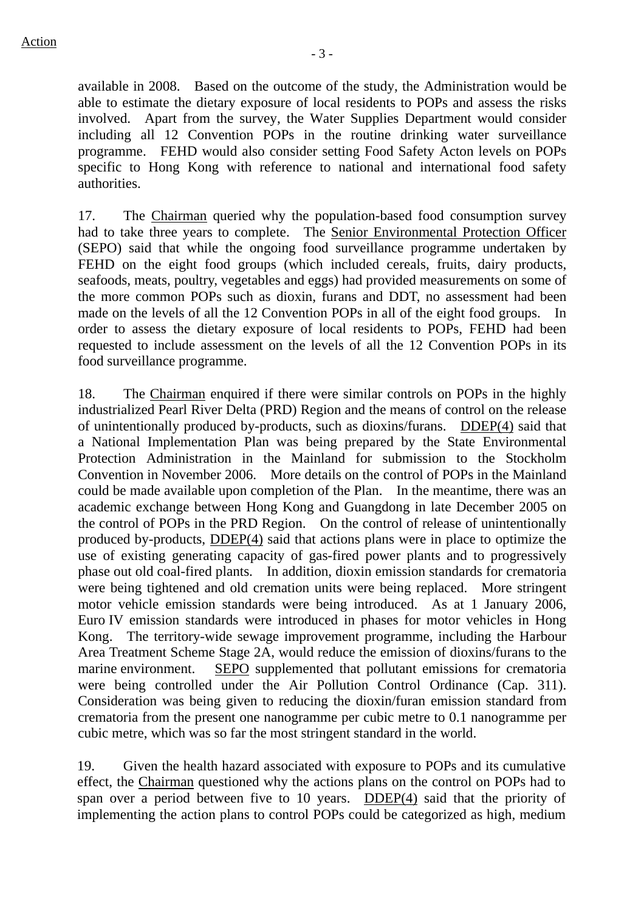Action

available in 2008. Based on the outcome of the study, the Administration would be able to estimate the dietary exposure of local residents to POPs and assess the risks involved. Apart from the survey, the Water Supplies Department would consider including all 12 Convention POPs in the routine drinking water surveillance programme. FEHD would also consider setting Food Safety Acton levels on POPs specific to Hong Kong with reference to national and international food safety authorities.

17. The Chairman queried why the population-based food consumption survey had to take three years to complete. The Senior Environmental Protection Officer (SEPO) said that while the ongoing food surveillance programme undertaken by FEHD on the eight food groups (which included cereals, fruits, dairy products, seafoods, meats, poultry, vegetables and eggs) had provided measurements on some of the more common POPs such as dioxin, furans and DDT, no assessment had been made on the levels of all the 12 Convention POPs in all of the eight food groups. In order to assess the dietary exposure of local residents to POPs, FEHD had been requested to include assessment on the levels of all the 12 Convention POPs in its food surveillance programme.

18. The Chairman enquired if there were similar controls on POPs in the highly industrialized Pearl River Delta (PRD) Region and the means of control on the release of unintentionally produced by-products, such as dioxins/furans. DDEP(4) said that a National Implementation Plan was being prepared by the State Environmental Protection Administration in the Mainland for submission to the Stockholm Convention in November 2006. More details on the control of POPs in the Mainland could be made available upon completion of the Plan. In the meantime, there was an academic exchange between Hong Kong and Guangdong in late December 2005 on the control of POPs in the PRD Region. On the control of release of unintentionally produced by-products, DDEP(4) said that actions plans were in place to optimize the use of existing generating capacity of gas-fired power plants and to progressively phase out old coal-fired plants. In addition, dioxin emission standards for crematoria were being tightened and old cremation units were being replaced. More stringent motor vehicle emission standards were being introduced. As at 1 January 2006, Euro IV emission standards were introduced in phases for motor vehicles in Hong Kong. The territory-wide sewage improvement programme, including the Harbour Area Treatment Scheme Stage 2A, would reduce the emission of dioxins/furans to the marine environment. SEPO supplemented that pollutant emissions for crematoria were being controlled under the Air Pollution Control Ordinance (Cap. 311). Consideration was being given to reducing the dioxin/furan emission standard from crematoria from the present one nanogramme per cubic metre to 0.1 nanogramme per cubic metre, which was so far the most stringent standard in the world.

19. Given the health hazard associated with exposure to POPs and its cumulative effect, the Chairman questioned why the actions plans on the control on POPs had to span over a period between five to 10 years. DDEP(4) said that the priority of implementing the action plans to control POPs could be categorized as high, medium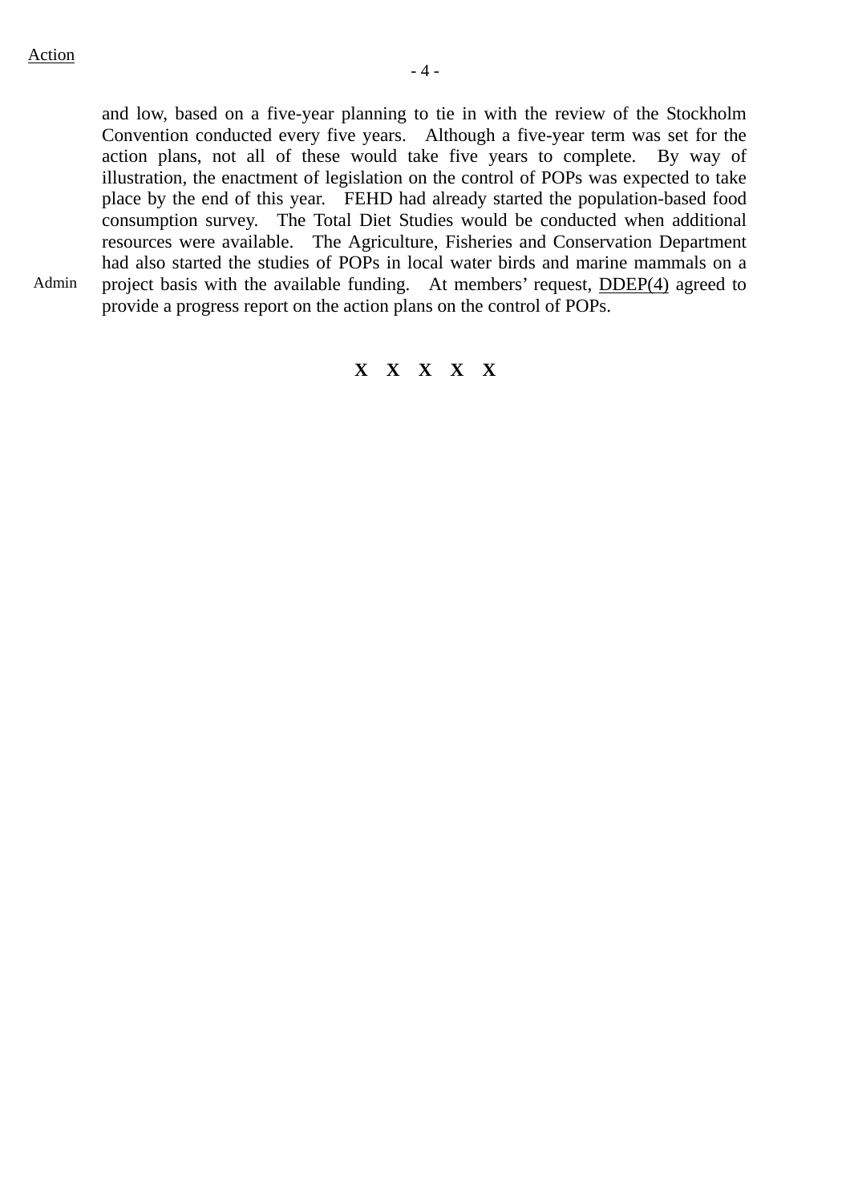Action

and low, based on a five-year planning to tie in with the review of the Stockholm Convention conducted every five years. Although a five-year term was set for the action plans, not all of these would take five years to complete. By way of illustration, the enactment of legislation on the control of POPs was expected to take place by the end of this year. FEHD had already started the population-based food consumption survey. The Total Diet Studies would be conducted when additional resources were available. The Agriculture, Fisheries and Conservation Department had also started the studies of POPs in local water birds and marine mammals on a project basis with the available funding. At members' request, DDEP(4) agreed to provide a progress report on the action plans on the control of POPs.

Admin

X X X X X